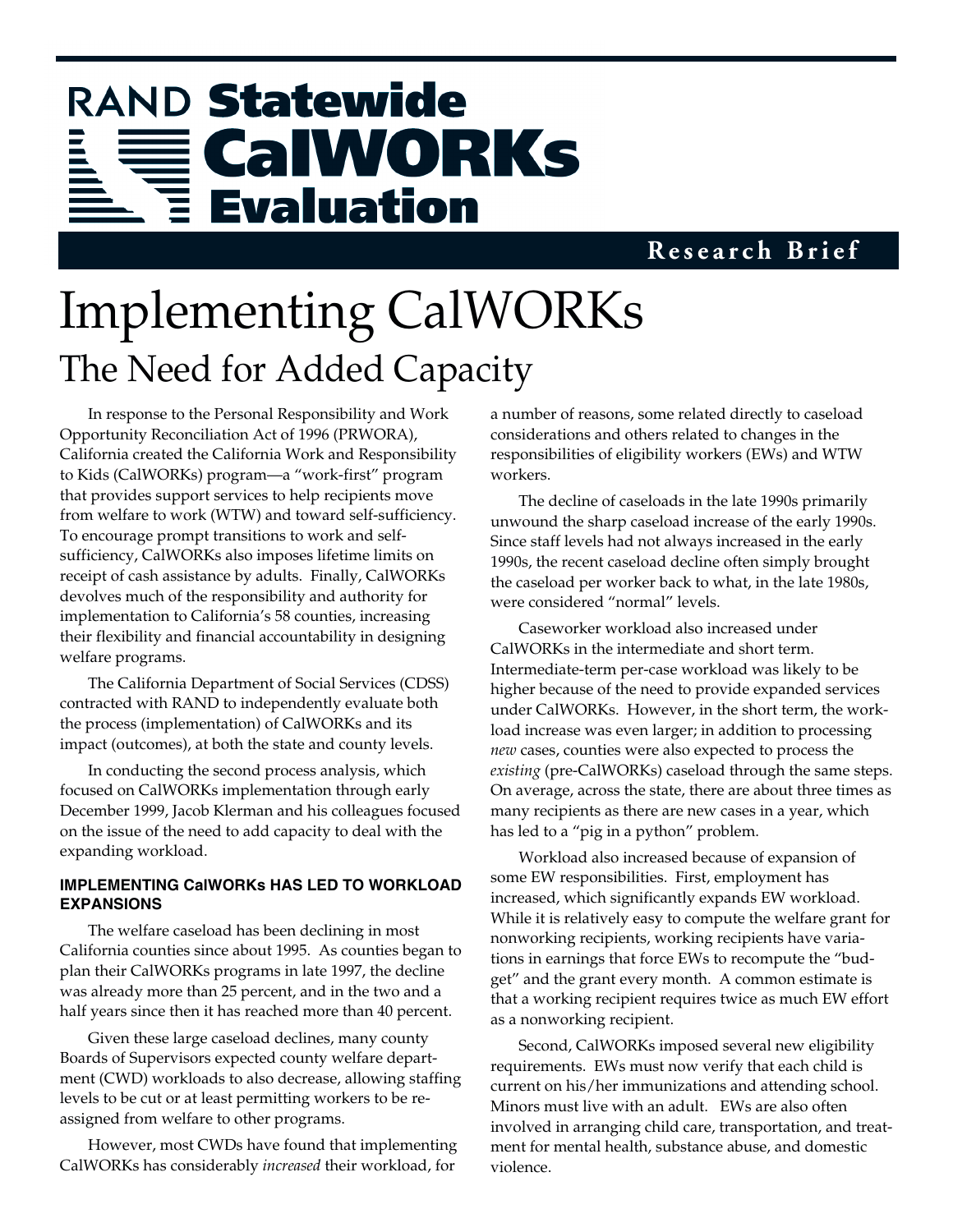RAND **Statewide CalWORKs Evaluation**

**Research Brief**

# Implementing CalWORKs

## The Need for Added Capacity

In response to the Personal Responsibility and Work Opportunity Reconciliation Act of 1996 (PRWORA), California created the California Work and Responsibility to Kids (CalWORKs) program—a "work-first" program that provides support services to help recipients move from welfare to work (WTW) and toward self-sufficiency. To encourage prompt transitions to work and self-sufficiency, CalWORKs also imposes lifetime limits on receipt of cash assistance by adults. Finally, CalWORKs devolves much of the responsibility and authority for implementation to California's 58 counties, increasing their flexibility and financial accountability in designing welfare programs.

The California Department of Social Services (CDSS) contracted with RAND to independently evaluate both the process (implementation) of CalWORKs and its impact (outcomes), at both the state and county levels.

In conducting the second process analysis, which focused on CalWORKs implementation through early December 1999, Jacob Klerman and his colleagues focused on the issue of the need to add capacity to deal with the expanding workload.

### IMPLEMENTING CalWORKs HAS LED TO WORKLOAD EXPANSIONS

The welfare caseload has been declining in most California counties since about 1995. As counties began to plan their CalWORKs programs in late 1997, the decline was already more than 25 percent, and in the two and a half years since then it has reached more than 40 percent.

Given these large caseload declines, many county Boards of Supervisors expected county welfare department (CWD) workloads to also decrease, allowing staffing levels to be cut or at least permitting workers to be reassigned from welfare to other programs.

However, most CWDs have found that implementing CalWORKs has considerably *increased* their workload, for a number of reasons, some related directly to caseload considerations and others related to changes in the responsibilities of eligibility workers (EWs) and WTW workers.

The decline of caseloads in the late 1990s primarily unwound the sharp caseload increase of the early 1990s. Since staff levels had not always increased in the early 1990s, the recent caseload decline often simply brought the caseload per worker back to what, in the late 1980s, were considered "normal" levels.

Caseworker workload also increased under CalWORKs in the intermediate and short term. Intermediate-term per-case workload was likely to be higher because of the need to provide expanded services under CalWORKs. However, in the short term, the workload increase was even larger; in addition to processing *new* cases, counties were also expected to process the *existing* (pre-CalWORKs) caseload through the same steps. On average, across the state, there are about three times as many recipients as there are new cases in a year, which has led to a "pig in a python" problem.

Workload also increased because of expansion of some EW responsibilities. First, employment has increased, which significantly expands EW workload. While it is relatively easy to compute the welfare grant for nonworking recipients, working recipients have variations in earnings that force EWs to recompute the "budget" and the grant every month. A common estimate is that a working recipient requires twice as much EW effort as a nonworking recipient.

Second, CalWORKs imposed several new eligibility requirements. EWs must now verify that each child is current on his/her immunizations and attending school. Minors must live with an adult. EWs are also often involved in arranging child care, transportation, and treatment for mental health, substance abuse, and domestic violence.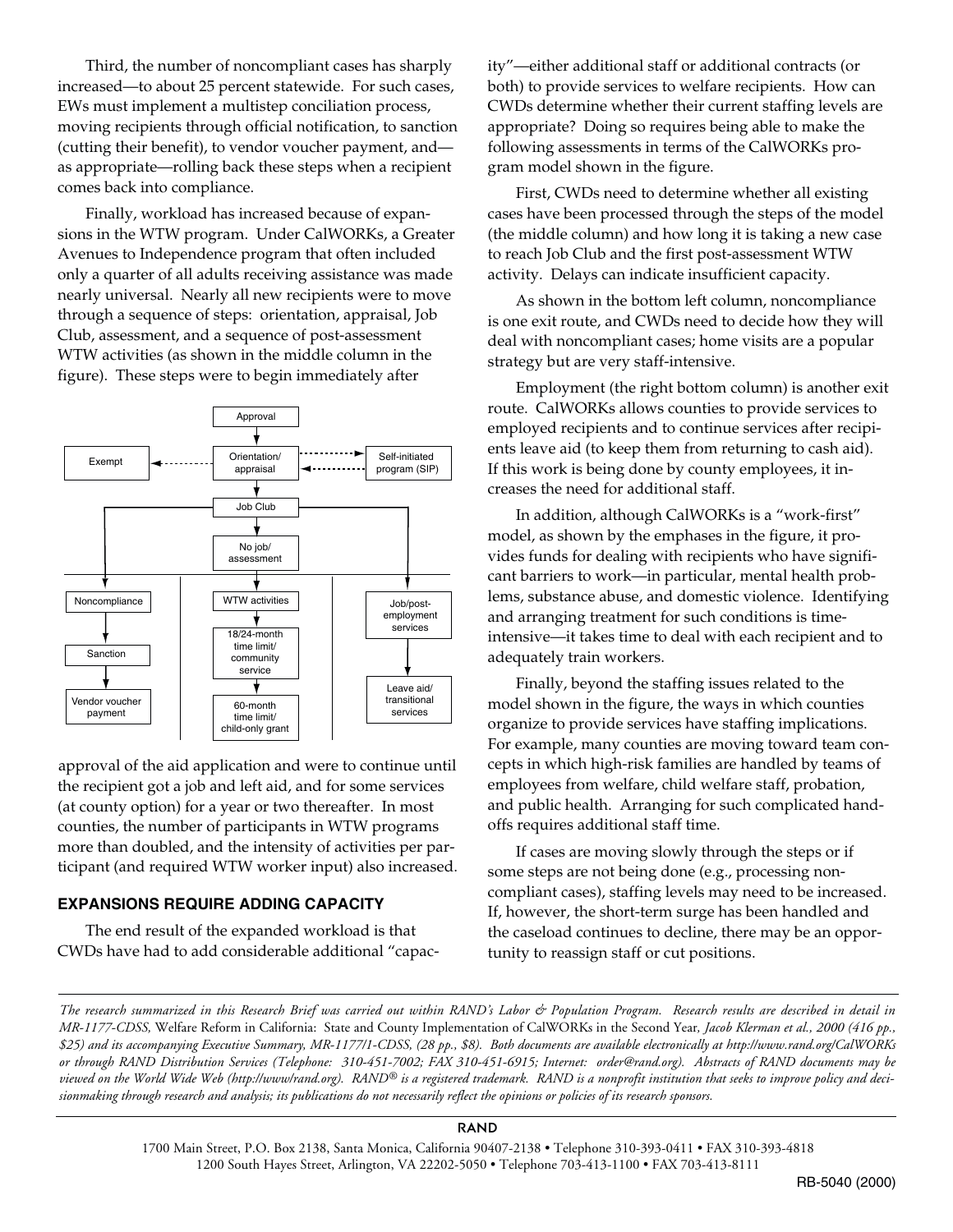Third, the number of noncompliant cases has sharply increased—to about 25 percent statewide. For such cases, EWs must implement a multistep conciliation process, moving recipients through official notification, to sanction (cutting their benefit), to vendor voucher payment, and—as appropriate—rolling back these steps when a recipient comes back into compliance.

Finally, workload has increased because of expansions in the WTW program. Under CalWORKs, a Greater Avenues to Independence program that often included only a quarter of all adults receiving assistance was made nearly universal. Nearly all new recipients were to move through a sequence of steps: orientation, appraisal, Job Club, assessment, and a sequence of post-assessment WTW activities (as shown in the middle column in the figure). These steps were to begin immediately after approval of the aid application and were to continue until the recipient got a job and left aid, and for some services (at county option) for a year or two thereafter. In most counties, the number of participants in WTW programs more than doubled, and the intensity of activities per participant (and required WTW worker input) also increased.

Approval

Exempt

Orientation/ appraisal

Self-initiated program (SIP)

Job Club

No job/ assessment

Noncompliance

Sanction

Vendor voucher payment

WTW activities

18/24-month time limit/ community service

60-month time limit/ child-only grant

Job/post-employment services

Leave aid/ transitional services

## EXPANSIONS REQUIRE ADDING CAPACITY

The end result of the expanded workload is that CWDs have had to add considerable additional "capacity"—either additional staff or additional contracts (or both) to provide services to welfare recipients. How can CWDs determine whether their current staffing levels are appropriate? Doing so requires being able to make the following assessments in terms of the CalWORKs program model shown in the figure.

First, CWDs need to determine whether all existing cases have been processed through the steps of the model (the middle column) and how long it is taking a new case to reach Job Club and the first post-assessment WTW activity. Delays can indicate insufficient capacity.

As shown in the bottom left column, noncompliance is one exit route, and CWDs need to decide how they will deal with noncompliant cases; home visits are a popular strategy but are very staff-intensive.

Employment (the right bottom column) is another exit route. CalWORKs allows counties to provide services to employed recipients and to continue services after recipients leave aid (to keep them from returning to cash aid). If this work is being done by county employees, it increases the need for additional staff.

In addition, although CalWORKs is a "work-first" model, as shown by the emphases in the figure, it provides funds for dealing with recipients who have significant barriers to work—in particular, mental health problems, substance abuse, and domestic violence. Identifying and arranging treatment for such conditions is time-intensive—it takes time to deal with each recipient and to adequately train workers.

Finally, beyond the staffing issues related to the model shown in the figure, the ways in which counties organize to provide services have staffing implications. For example, many counties are moving toward team concepts in which high-risk families are handled by teams of employees from welfare, child welfare staff, probation, and public health. Arranging for such complicated hand-offs requires additional staff time.

If cases are moving slowly through the steps or if some steps are not being done (e.g., processing noncompliant cases), staffing levels may need to be increased. If, however, the short-term surge has been handled and the caseload continues to decline, there may be an opportunity to reassign staff or cut positions.

---

*The research summarized in this Research Brief was carried out within RAND's Labor & Population Program. Research results are described in detail in MR-1177-CDSS,* Welfare Reform in California: State and County Implementation of CalWORKs in the Second Year, *Jacob Klerman et al., 2000 (416 pp., $25) and its accompanying Executive Summary, MR-1177/1-CDSS, (28 pp., $8). Both documents are available electronically at http://www.rand.org/CalWORKs or through RAND Distribution Services (Telephone: 310-451-7002; FAX 310-451-6915; Internet: order@rand.org). Abstracts of RAND documents may be viewed on the World Wide Web (http://www/rand.org). RAND® is a registered trademark. RAND is a nonprofit institution that seeks to improve policy and decisionmaking through research and analysis; its publications do not necessarily reflect the opinions or policies of its research sponsors.*

**RAND**

1700 Main Street, P.O. Box 2138, Santa Monica, California 90407-2138 • Telephone 310-393-0411 • FAX 310-393-4818
1200 South Hayes Street, Arlington, VA 22202-5050 • Telephone 703-413-1100 • FAX 703-413-8111

RB-5040 (2000)